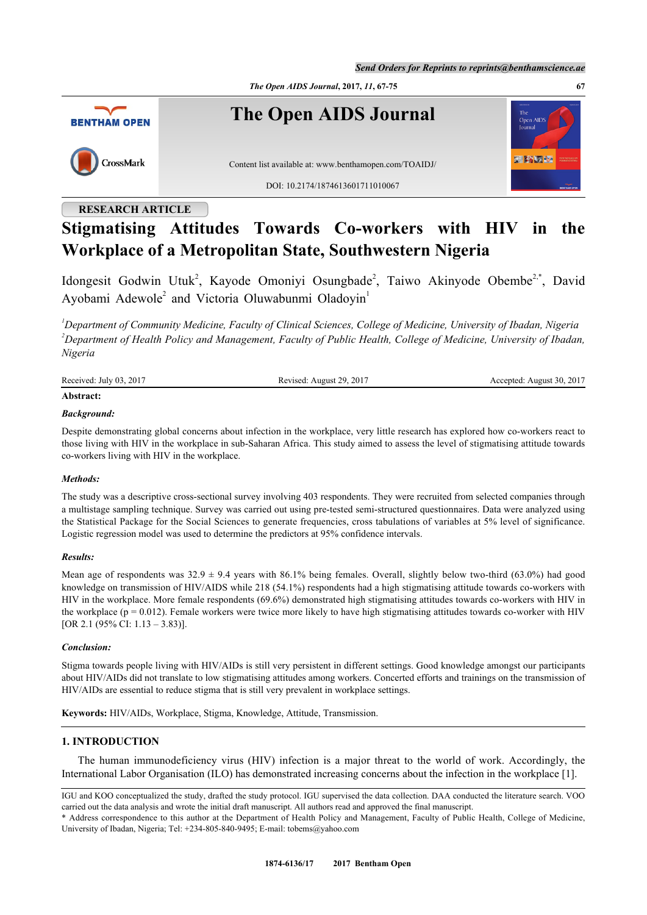RESEARCH ARTICLE

# Stigmatising Attitudes Towards Co-workers with HIV in the Workplace of a Metropolitan State, Southwestern Nigeria

Idongesit Godwin Utuk[2], Kayode Omoniyi Osungbade[2], Taiwo Akinyode Obembe[2,*], David Ayobami Adewole[2] and Victoria Oluwabunmi Oladoyin[1]

*[1]Department of Community Medicine, Faculty of Clinical Sciences, College of Medicine, University of Ibadan, Nigeria*
*[2]Department of Health Policy and Management, Faculty of Public Health, College of Medicine, University of Ibadan, Nigeria*

Received: July 03, 2017 Revised: August 29, 2017 Accepted: August 30, 2017

**Abstract:**

***Background:***

Despite demonstrating global concerns about infection in the workplace, very little research has explored how co-workers react to those living with HIV in the workplace in sub-Saharan Africa. This study aimed to assess the level of stigmatising attitude towards co-workers living with HIV in the workplace.

***Methods:***

The study was a descriptive cross-sectional survey involving 403 respondents. They were recruited from selected companies through a multistage sampling technique. Survey was carried out using pre-tested semi-structured questionnaires. Data were analyzed using the Statistical Package for the Social Sciences to generate frequencies, cross tabulations of variables at 5% level of significance. Logistic regression model was used to determine the predictors at 95% confidence intervals.

***Results:***

Mean age of respondents was 32.9 ± 9.4 years with 86.1% being females. Overall, slightly below two-third (63.0%) had good knowledge on transmission of HIV/AIDS while 218 (54.1%) respondents had a high stigmatising attitude towards co-workers with HIV in the workplace. More female respondents (69.6%) demonstrated high stigmatising attitudes towards co-workers with HIV in the workplace ($p = 0.012$). Female workers were twice more likely to have high stigmatising attitudes towards co-worker with HIV [OR 2.1 (95% CI: 1.13 – 3.83)].

***Conclusion:***

Stigma towards people living with HIV/AIDs is still very persistent in different settings. Good knowledge amongst our participants about HIV/AIDs did not translate to low stigmatising attitudes among workers. Concerted efforts and trainings on the transmission of HIV/AIDs are essential to reduce stigma that is still very prevalent in workplace settings.

**Keywords:** HIV/AIDs, Workplace, Stigma, Knowledge, Attitude, Transmission.

## 1. INTRODUCTION

The human immunodeficiency virus (HIV) infection is a major threat to the world of work. Accordingly, the International Labor Organisation (ILO) has demonstrated increasing concerns about the infection in the workplace [1].

IGU and KOO conceptualized the study, drafted the study protocol. IGU supervised the data collection. DAA conducted the literature search. VOO carried out the data analysis and wrote the initial draft manuscript. All authors read and approved the final manuscript.

* Address correspondence to this author at the Department of Health Policy and Management, Faculty of Public Health, College of Medicine, University of Ibadan, Nigeria; Tel: +234-805-840-9495; E-mail: tobems@yahoo.com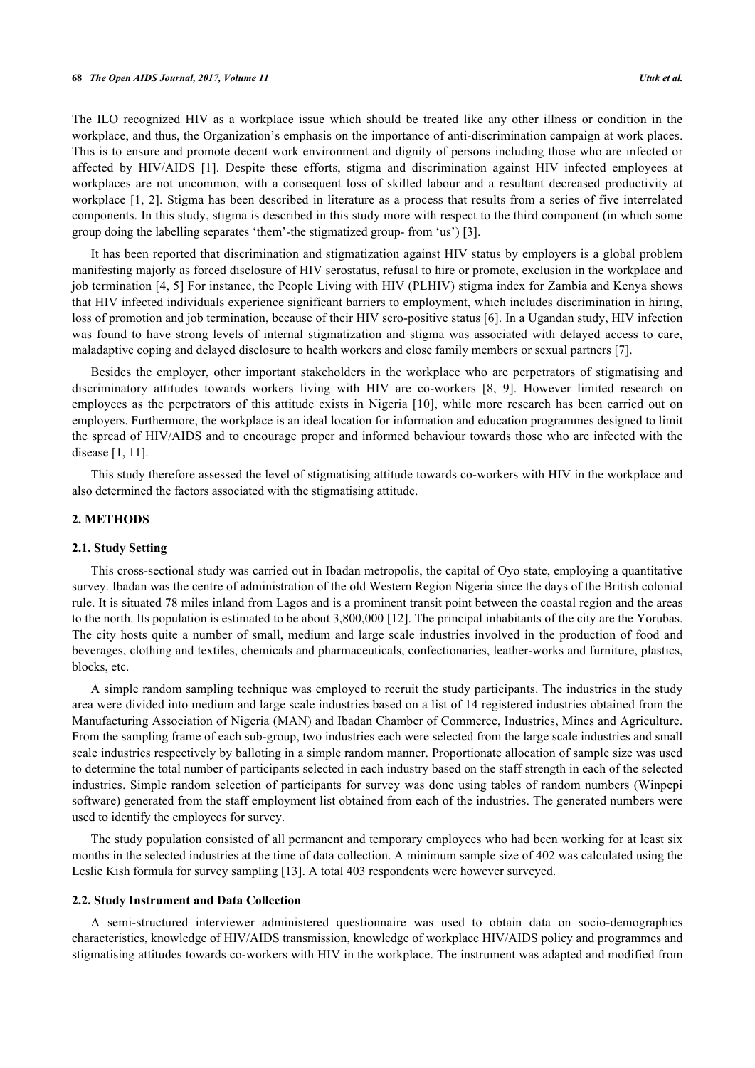The ILO recognized HIV as a workplace issue which should be treated like any other illness or condition in the workplace, and thus, the Organization's emphasis on the importance of anti-discrimination campaign at work places. This is to ensure and promote decent work environment and dignity of persons including those who are infected or affected by HIV/AIDS [1]. Despite these efforts, stigma and discrimination against HIV infected employees at workplaces are not uncommon, with a consequent loss of skilled labour and a resultant decreased productivity at workplace [1, 2]. Stigma has been described in literature as a process that results from a series of five interrelated components. In this study, stigma is described in this study more with respect to the third component (in which some group doing the labelling separates 'them'-the stigmatized group- from 'us') [3].

It has been reported that discrimination and stigmatization against HIV status by employers is a global problem manifesting majorly as forced disclosure of HIV serostatus, refusal to hire or promote, exclusion in the workplace and job termination [4, 5] For instance, the People Living with HIV (PLHIV) stigma index for Zambia and Kenya shows that HIV infected individuals experience significant barriers to employment, which includes discrimination in hiring, loss of promotion and job termination, because of their HIV sero-positive status [6]. In a Ugandan study, HIV infection was found to have strong levels of internal stigmatization and stigma was associated with delayed access to care, maladaptive coping and delayed disclosure to health workers and close family members or sexual partners [7].

Besides the employer, other important stakeholders in the workplace who are perpetrators of stigmatising and discriminatory attitudes towards workers living with HIV are co-workers [8, 9]. However limited research on employees as the perpetrators of this attitude exists in Nigeria [10], while more research has been carried out on employers. Furthermore, the workplace is an ideal location for information and education programmes designed to limit the spread of HIV/AIDS and to encourage proper and informed behaviour towards those who are infected with the disease [1, 11].

This study therefore assessed the level of stigmatising attitude towards co-workers with HIV in the workplace and also determined the factors associated with the stigmatising attitude.

## 2. METHODS

### 2.1. Study Setting

This cross-sectional study was carried out in Ibadan metropolis, the capital of Oyo state, employing a quantitative survey. Ibadan was the centre of administration of the old Western Region Nigeria since the days of the British colonial rule. It is situated 78 miles inland from Lagos and is a prominent transit point between the coastal region and the areas to the north. Its population is estimated to be about 3,800,000 [12]. The principal inhabitants of the city are the Yorubas. The city hosts quite a number of small, medium and large scale industries involved in the production of food and beverages, clothing and textiles, chemicals and pharmaceuticals, confectionaries, leather-works and furniture, plastics, blocks, etc.

A simple random sampling technique was employed to recruit the study participants. The industries in the study area were divided into medium and large scale industries based on a list of 14 registered industries obtained from the Manufacturing Association of Nigeria (MAN) and Ibadan Chamber of Commerce, Industries, Mines and Agriculture. From the sampling frame of each sub-group, two industries each were selected from the large scale industries and small scale industries respectively by balloting in a simple random manner. Proportionate allocation of sample size was used to determine the total number of participants selected in each industry based on the staff strength in each of the selected industries. Simple random selection of participants for survey was done using tables of random numbers (Winpepi software) generated from the staff employment list obtained from each of the industries. The generated numbers were used to identify the employees for survey.

The study population consisted of all permanent and temporary employees who had been working for at least six months in the selected industries at the time of data collection. A minimum sample size of 402 was calculated using the Leslie Kish formula for survey sampling [13]. A total 403 respondents were however surveyed.

### 2.2. Study Instrument and Data Collection

A semi-structured interviewer administered questionnaire was used to obtain data on socio-demographics characteristics, knowledge of HIV/AIDS transmission, knowledge of workplace HIV/AIDS policy and programmes and stigmatising attitudes towards co-workers with HIV in the workplace. The instrument was adapted and modified from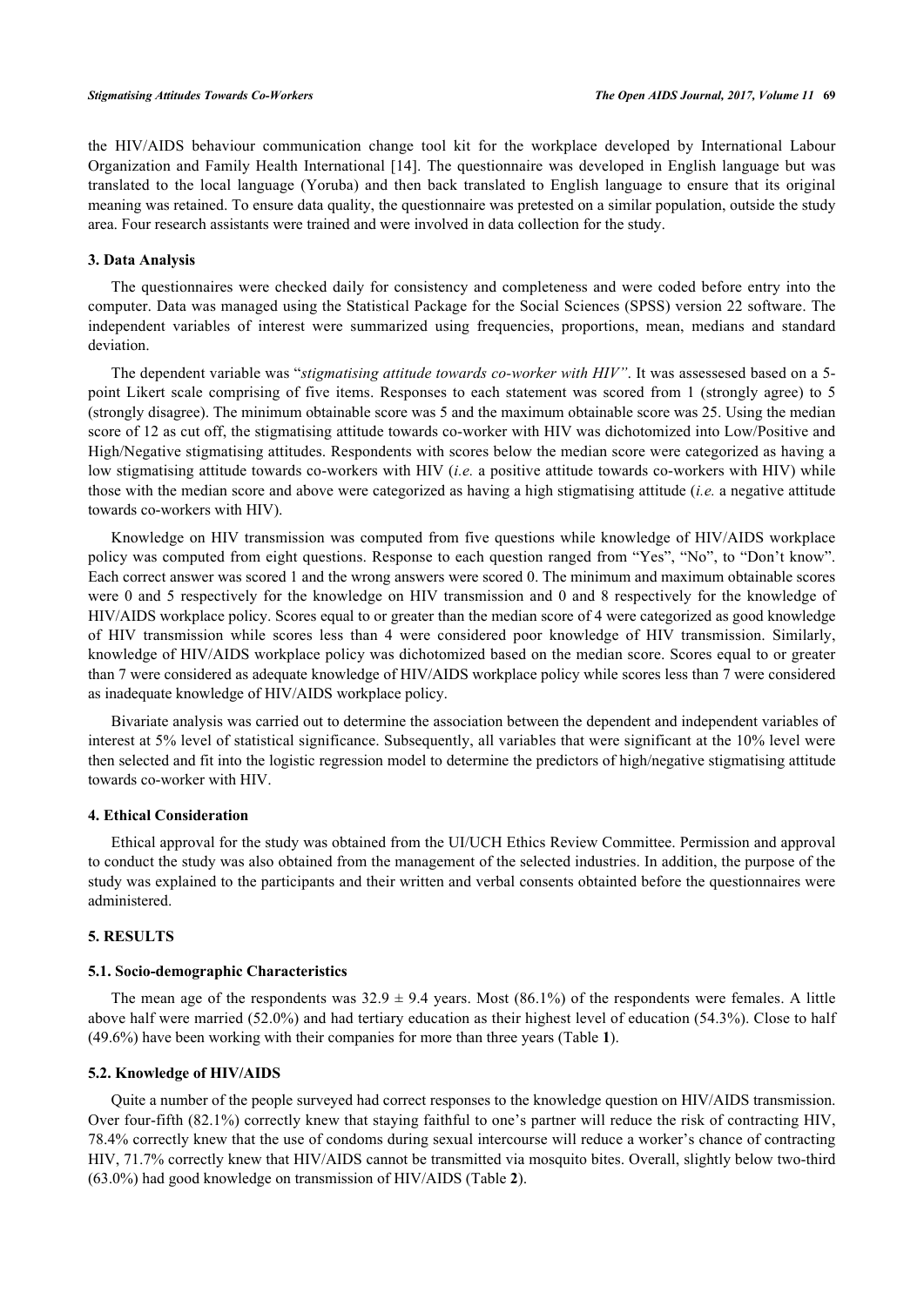the HIV/AIDS behaviour communication change tool kit for the workplace developed by International Labour Organization and Family Health International [14]. The questionnaire was developed in English language but was translated to the local language (Yoruba) and then back translated to English language to ensure that its original meaning was retained. To ensure data quality, the questionnaire was pretested on a similar population, outside the study area. Four research assistants were trained and were involved in data collection for the study.

### 3. Data Analysis

The questionnaires were checked daily for consistency and completeness and were coded before entry into the computer. Data was managed using the Statistical Package for the Social Sciences (SPSS) version 22 software. The independent variables of interest were summarized using frequencies, proportions, mean, medians and standard deviation.

The dependent variable was "*stigmatising attitude towards co-worker with HIV"*. It was assessesed based on a 5-point Likert scale comprising of five items. Responses to each statement was scored from 1 (strongly agree) to 5 (strongly disagree). The minimum obtainable score was 5 and the maximum obtainable score was 25. Using the median score of 12 as cut off, the stigmatising attitude towards co-worker with HIV was dichotomized into Low/Positive and High/Negative stigmatising attitudes. Respondents with scores below the median score were categorized as having a low stigmatising attitude towards co-workers with HIV (*i.e.* a positive attitude towards co-workers with HIV) while those with the median score and above were categorized as having a high stigmatising attitude (*i.e.* a negative attitude towards co-workers with HIV).

Knowledge on HIV transmission was computed from five questions while knowledge of HIV/AIDS workplace policy was computed from eight questions. Response to each question ranged from "Yes", "No", to "Don't know". Each correct answer was scored 1 and the wrong answers were scored 0. The minimum and maximum obtainable scores were 0 and 5 respectively for the knowledge on HIV transmission and 0 and 8 respectively for the knowledge of HIV/AIDS workplace policy. Scores equal to or greater than the median score of 4 were categorized as good knowledge of HIV transmission while scores less than 4 were considered poor knowledge of HIV transmission. Similarly, knowledge of HIV/AIDS workplace policy was dichotomized based on the median score. Scores equal to or greater than 7 were considered as adequate knowledge of HIV/AIDS workplace policy while scores less than 7 were considered as inadequate knowledge of HIV/AIDS workplace policy.

Bivariate analysis was carried out to determine the association between the dependent and independent variables of interest at 5% level of statistical significance. Subsequently, all variables that were significant at the 10% level were then selected and fit into the logistic regression model to determine the predictors of high/negative stigmatising attitude towards co-worker with HIV.

### 4. Ethical Consideration

Ethical approval for the study was obtained from the UI/UCH Ethics Review Committee. Permission and approval to conduct the study was also obtained from the management of the selected industries. In addition, the purpose of the study was explained to the participants and their written and verbal consents obtainted before the questionnaires were administered.

## 5. RESULTS

### 5.1. Socio-demographic Characteristics

The mean age of the respondents was 32.9 ± 9.4 years. Most (86.1%) of the respondents were females. A little above half were married (52.0%) and had tertiary education as their highest level of education (54.3%). Close to half (49.6%) have been working with their companies for more than three years (Table **1**).

### 5.2. Knowledge of HIV/AIDS

Quite a number of the people surveyed had correct responses to the knowledge question on HIV/AIDS transmission. Over four-fifth (82.1%) correctly knew that staying faithful to one's partner will reduce the risk of contracting HIV, 78.4% correctly knew that the use of condoms during sexual intercourse will reduce a worker's chance of contracting HIV, 71.7% correctly knew that HIV/AIDS cannot be transmitted via mosquito bites. Overall, slightly below two-third (63.0%) had good knowledge on transmission of HIV/AIDS (Table **2**).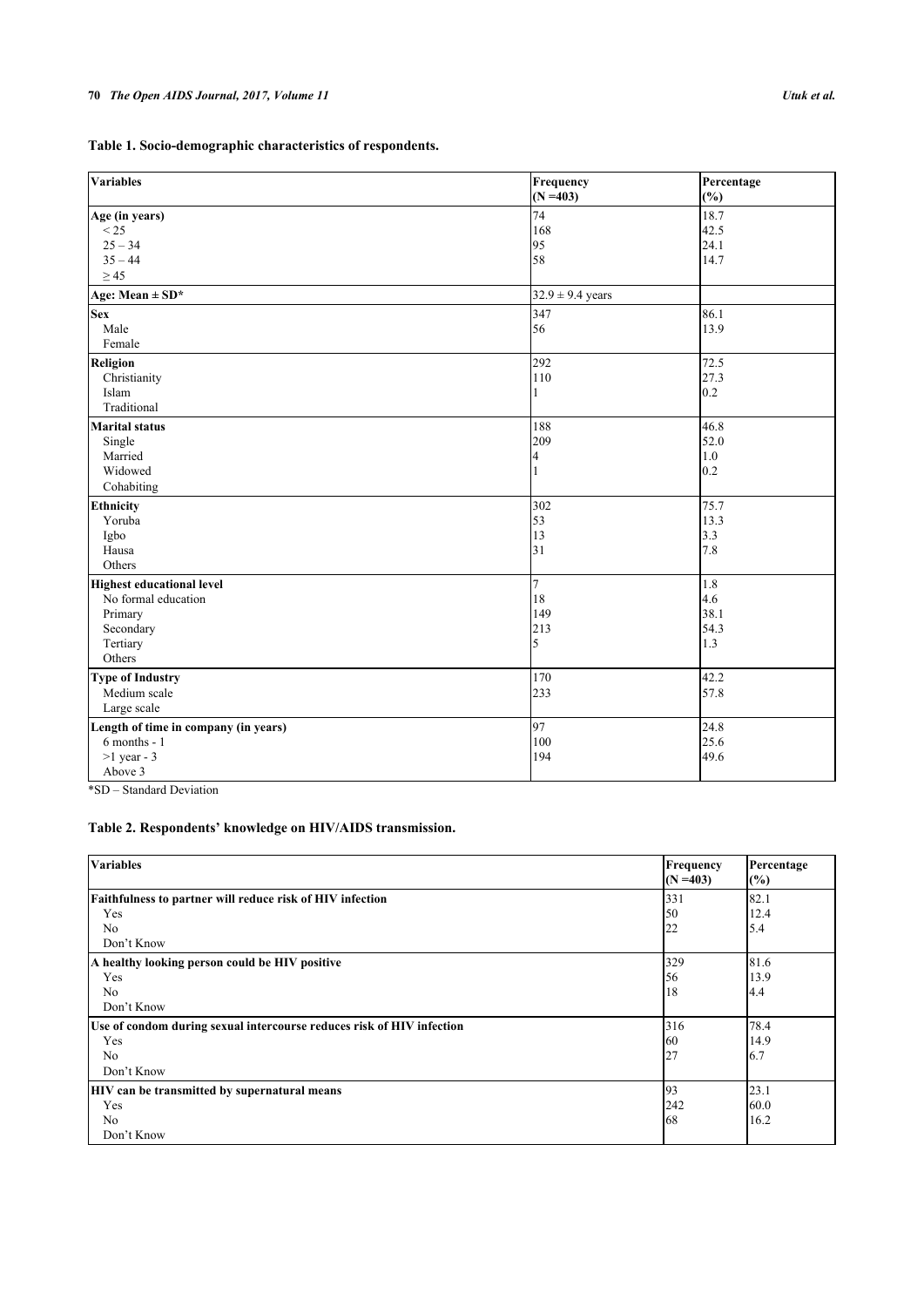**Table 1. Socio-demographic characteristics of respondents.**

| Variables | Frequency (N =403) | Percentage (%) |
|---|---|---|
| **Age (in years)** | | |
| < 25 | 74 | 18.7 |
| 25 – 34 | 168 | 42.5 |
| 35 – 44 | 95 | 24.1 |
| ≥ 45 | 58 | 14.7 |
| **Age: Mean ± SD*** | 32.9 ± 9.4 years | |
| **Sex** | | |
| Male | 347 | 86.1 |
| Female | 56 | 13.9 |
| **Religion** | | |
| Christianity | 292 | 72.5 |
| Islam | 110 | 27.3 |
| Traditional | 1 | 0.2 |
| **Marital status** | | |
| Single | 188 | 46.8 |
| Married | 209 | 52.0 |
| Widowed | 4 | 1.0 |
| Cohabiting | 1 | 0.2 |
| **Ethnicity** | | |
| Yoruba | 302 | 75.7 |
| Igbo | 53 | 13.3 |
| Hausa | 13 | 3.3 |
| Others | 31 | 7.8 |
| **Highest educational level** | | |
| No formal education | 7 | 1.8 |
| Primary | 18 | 4.6 |
| Secondary | 149 | 38.1 |
| Tertiary | 213 | 54.3 |
| Others | 5 | 1.3 |
| **Type of Industry** | | |
| Medium scale | 170 | 42.2 |
| Large scale | 233 | 57.8 |
| **Length of time in company (in years)** | | |
| 6 months - 1 | 97 | 24.8 |
| >1 year - 3 | 100 | 25.6 |
| Above 3 | 194 | 49.6 |

*SD – Standard Deviation

**Table 2. Respondents' knowledge on HIV/AIDS transmission.**

| Variables | Frequency (N =403) | Percentage (%) |
|---|---|---|
| **Faithfulness to partner will reduce risk of HIV infection** | | |
| Yes | 331 | 82.1 |
| No | 50 | 12.4 |
| Don't Know | 22 | 5.4 |
| **A healthy looking person could be HIV positive** | | |
| Yes | 329 | 81.6 |
| No | 56 | 13.9 |
| Don't Know | 18 | 4.4 |
| **Use of condom during sexual intercourse reduces risk of HIV infection** | | |
| Yes | 316 | 78.4 |
| No | 60 | 14.9 |
| Don't Know | 27 | 6.7 |
| **HIV can be transmitted by supernatural means** | | |
| Yes | 93 | 23.1 |
| No | 242 | 60.0 |
| Don't Know | 68 | 16.2 |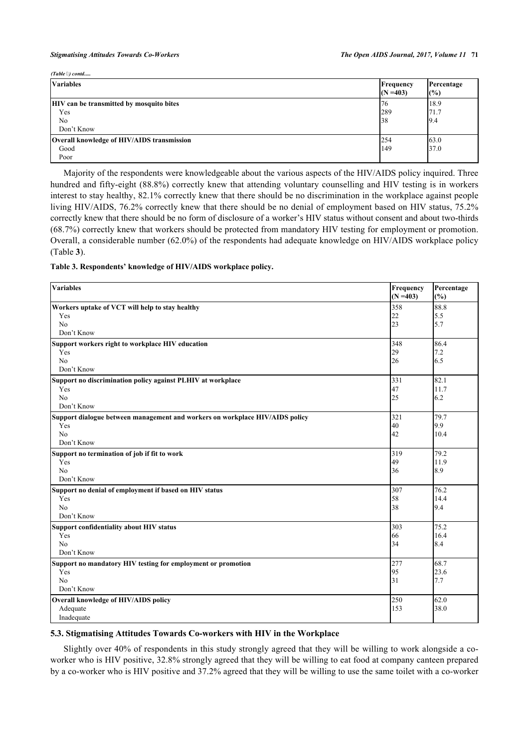*(Table 2) contd.....*

| Variables | Frequency (N =403) | Percentage (%) |
|---|---|---|
| **HIV can be transmitted by mosquito bites** | | |
| Yes | 76 | 18.9 |
| No | 289 | 71.7 |
| Don't Know | 38 | 9.4 |
| **Overall knowledge of HIV/AIDS transmission** | | |
| Good | 254 | 63.0 |
| Poor | 149 | 37.0 |

Majority of the respondents were knowledgeable about the various aspects of the HIV/AIDS policy inquired. Three hundred and fifty-eight (88.8%) correctly knew that attending voluntary counselling and HIV testing is in workers interest to stay healthy, 82.1% correctly knew that there should be no discrimination in the workplace against people living HIV/AIDS, 76.2% correctly knew that there should be no denial of employment based on HIV status, 75.2% correctly knew that there should be no form of disclosure of a worker's HIV status without consent and about two-thirds (68.7%) correctly knew that workers should be protected from mandatory HIV testing for employment or promotion. Overall, a considerable number (62.0%) of the respondents had adequate knowledge on HIV/AIDS workplace policy (Table **3**).

**Table 3. Respondents' knowledge of HIV/AIDS workplace policy.**

| Variables | Frequency (N =403) | Percentage (%) |
|---|---|---|
| **Workers uptake of VCT will help to stay healthy** | | |
| Yes | 358 | 88.8 |
| No | 22 | 5.5 |
| Don't Know | 23 | 5.7 |
| **Support workers right to workplace HIV education** | | |
| Yes | 348 | 86.4 |
| No | 29 | 7.2 |
| Don't Know | 26 | 6.5 |
| **Support no discrimination policy against PLHIV at workplace** | | |
| Yes | 331 | 82.1 |
| No | 47 | 11.7 |
| Don't Know | 25 | 6.2 |
| **Support dialogue between management and workers on workplace HIV/AIDS policy** | | |
| Yes | 321 | 79.7 |
| No | 40 | 9.9 |
| Don't Know | 42 | 10.4 |
| **Support no termination of job if fit to work** | | |
| Yes | 319 | 79.2 |
| No | 49 | 11.9 |
| Don't Know | 36 | 8.9 |
| **Support no denial of employment if based on HIV status** | | |
| Yes | 307 | 76.2 |
| No | 58 | 14.4 |
| Don't Know | 38 | 9.4 |
| **Support confidentiality about HIV status** | | |
| Yes | 303 | 75.2 |
| No | 66 | 16.4 |
| Don't Know | 34 | 8.4 |
| **Support no mandatory HIV testing for employment or promotion** | | |
| Yes | 277 | 68.7 |
| No | 95 | 23.6 |
| Don't Know | 31 | 7.7 |
| **Overall knowledge of HIV/AIDS policy** | | |
| Adequate | 250 | 62.0 |
| Inadequate | 153 | 38.0 |

### 5.3. Stigmatising Attitudes Towards Co-workers with HIV in the Workplace

Slightly over 40% of respondents in this study strongly agreed that they will be willing to work alongside a co-worker who is HIV positive, 32.8% strongly agreed that they will be willing to eat food at company canteen prepared by a co-worker who is HIV positive and 37.2% agreed that they will be willing to use the same toilet with a co-worker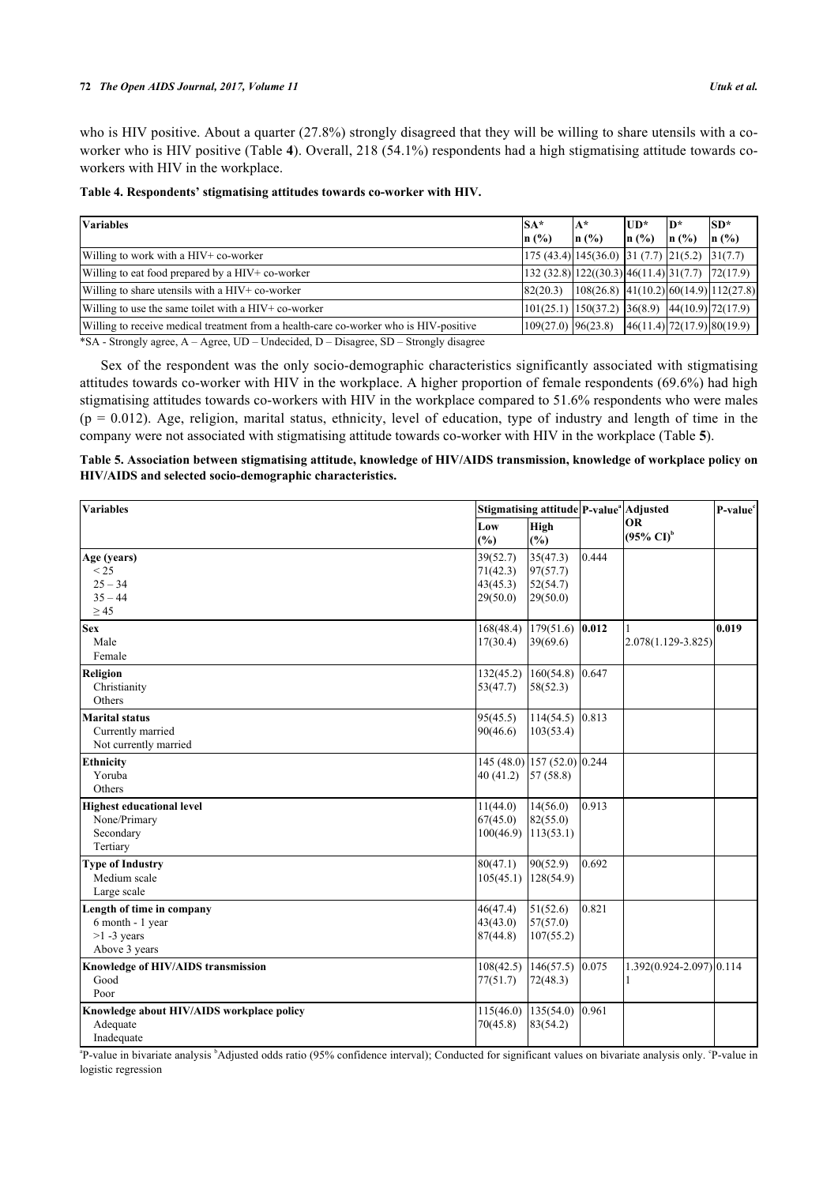who is HIV positive. About a quarter (27.8%) strongly disagreed that they will be willing to share utensils with a co-worker who is HIV positive (Table **4**). Overall, 218 (54.1%) respondents had a high stigmatising attitude towards co-workers with HIV in the workplace.

**Table 4. Respondents' stigmatising attitudes towards co-worker with HIV.**

| Variables | SA* n (%) | A* n (%) | UD* n (%) | D* n (%) | SD* n (%) |
|---|---|---|---|---|---|
| Willing to work with a HIV+ co-worker | 175 (43.4) | 145(36.0) | 31 (7.7) | 21(5.2) | 31(7.7) |
| Willing to eat food prepared by a HIV+ co-worker | 132 (32.8) | 122((30.3) | 46(11.4) | 31(7.7) | 72(17.9) |
| Willing to share utensils with a HIV+ co-worker | 82(20.3) | 108(26.8) | 41(10.2) | 60(14.9) | 112(27.8) |
| Willing to use the same toilet with a HIV+ co-worker | 101(25.1) | 150(37.2) | 36(8.9) | 44(10.9) | 72(17.9) |
| Willing to receive medical treatment from a health-care co-worker who is HIV-positive | 109(27.0) | 96(23.8) | 46(11.4) | 72(17.9) | 80(19.9) |

*SA - Strongly agree, A – Agree, UD – Undecided, D – Disagree, SD – Strongly disagree

Sex of the respondent was the only socio-demographic characteristics significantly associated with stigmatising attitudes towards co-worker with HIV in the workplace. A higher proportion of female respondents (69.6%) had high stigmatising attitudes towards co-workers with HIV in the workplace compared to 51.6% respondents who were males ($p = 0.012$). Age, religion, marital status, ethnicity, level of education, type of industry and length of time in the company were not associated with stigmatising attitude towards co-worker with HIV in the workplace (Table **5**).

**Table 5. Association between stigmatising attitude, knowledge of HIV/AIDS transmission, knowledge of workplace policy on HIV/AIDS and selected socio-demographic characteristics.**

| Variables | Stigmatising attitude | | P-value[a] | Adjusted OR (95% CI)[b] | P-value[c] |
|---|---|---|---|---|---|
| | Low (%) | High (%) | | | |
| **Age (years)** | | | 0.444 | | |
| < 25 | 39(52.7) | 35(47.3) | | | |
| 25 – 34 | 71(42.3) | 97(57.7) | | | |
| 35 – 44 | 43(45.3) | 52(54.7) | | | |
| ≥ 45 | 29(50.0) | 29(50.0) | | | |
| **Sex** | | | **0.012** | | **0.019** |
| Male | 168(48.4) | 179(51.6) | | 1 | |
| Female | 17(30.4) | 39(69.6) | | 2.078(1.129-3.825) | |
| **Religion** | | | 0.647 | | |
| Christianity | 132(45.2) | 160(54.8) | | | |
| Others | 53(47.7) | 58(52.3) | | | |
| **Marital status** | | | 0.813 | | |
| Currently married | 95(45.5) | 114(54.5) | | | |
| Not currently married | 90(46.6) | 103(53.4) | | | |
| **Ethnicity** | | | 0.244 | | |
| Yoruba | 145 (48.0) | 157 (52.0) | | | |
| Others | 40 (41.2) | 57 (58.8) | | | |
| **Highest educational level** | | | 0.913 | | |
| None/Primary | 11(44.0) | 14(56.0) | | | |
| Secondary | 67(45.0) | 82(55.0) | | | |
| Tertiary | 100(46.9) | 113(53.1) | | | |
| **Type of Industry** | | | 0.692 | | |
| Medium scale | 80(47.1) | 90(52.9) | | | |
| Large scale | 105(45.1) | 128(54.9) | | | |
| **Length of time in company** | | | 0.821 | | |
| 6 month - 1 year | 46(47.4) | 51(52.6) | | | |
| >1 -3 years | 43(43.0) | 57(57.0) | | | |
| Above 3 years | 87(44.8) | 107(55.2) | | | |
| **Knowledge of HIV/AIDS transmission** | | | 0.075 | | 0.114 |
| Good | 108(42.5) | 146(57.5) | | 1.392(0.924-2.097) | |
| Poor | 77(51.7) | 72(48.3) | | 1 | |
| **Knowledge about HIV/AIDS workplace policy** | | | 0.961 | | |
| Adequate | 115(46.0) | 135(54.0) | | | |
| Inadequate | 70(45.8) | 83(54.2) | | | |

[a]P-value in bivariate analysis [b]Adjusted odds ratio (95% confidence interval); Conducted for significant values on bivariate analysis only. [c]P-value in logistic regression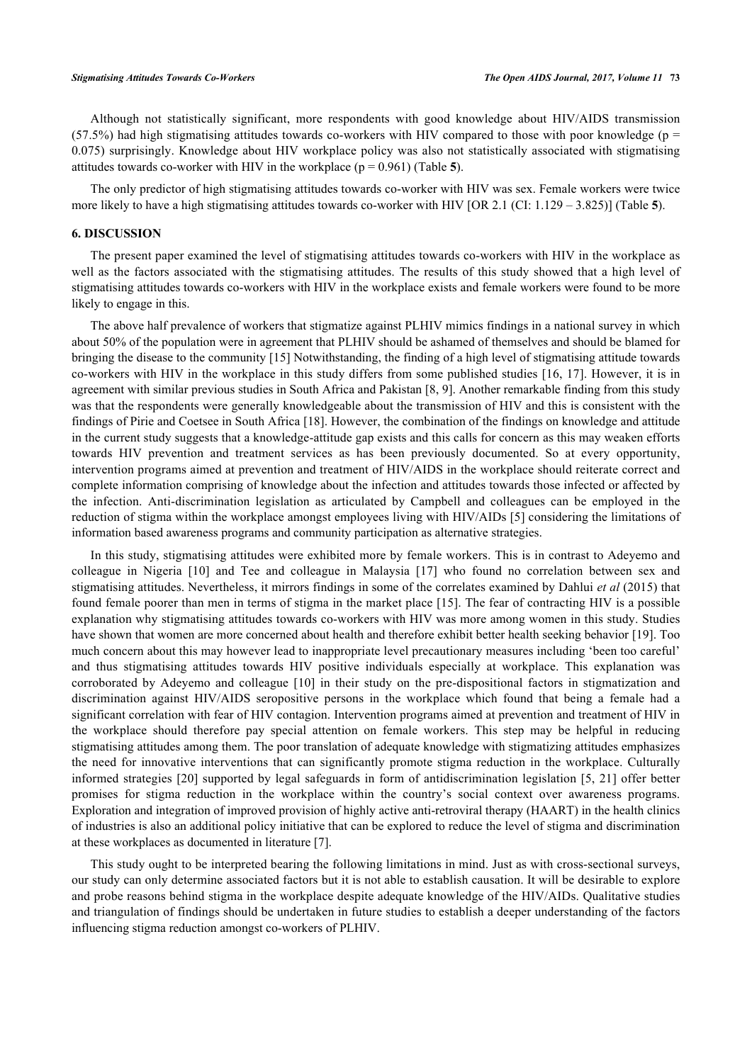Although not statistically significant, more respondents with good knowledge about HIV/AIDS transmission (57.5%) had high stigmatising attitudes towards co-workers with HIV compared to those with poor knowledge ($p = 0.075$) surprisingly. Knowledge about HIV workplace policy was also not statistically associated with stigmatising attitudes towards co-worker with HIV in the workplace ($p = 0.961$) (Table **5**).

The only predictor of high stigmatising attitudes towards co-worker with HIV was sex. Female workers were twice more likely to have a high stigmatising attitudes towards co-worker with HIV [OR 2.1 (CI: 1.129 – 3.825)] (Table **5**).

## 6. DISCUSSION

The present paper examined the level of stigmatising attitudes towards co-workers with HIV in the workplace as well as the factors associated with the stigmatising attitudes. The results of this study showed that a high level of stigmatising attitudes towards co-workers with HIV in the workplace exists and female workers were found to be more likely to engage in this.

The above half prevalence of workers that stigmatize against PLHIV mimics findings in a national survey in which about 50% of the population were in agreement that PLHIV should be ashamed of themselves and should be blamed for bringing the disease to the community [15] Notwithstanding, the finding of a high level of stigmatising attitude towards co-workers with HIV in the workplace in this study differs from some published studies [16, 17]. However, it is in agreement with similar previous studies in South Africa and Pakistan [8, 9]. Another remarkable finding from this study was that the respondents were generally knowledgeable about the transmission of HIV and this is consistent with the findings of Pirie and Coetsee in South Africa [18]. However, the combination of the findings on knowledge and attitude in the current study suggests that a knowledge-attitude gap exists and this calls for concern as this may weaken efforts towards HIV prevention and treatment services as has been previously documented. So at every opportunity, intervention programs aimed at prevention and treatment of HIV/AIDS in the workplace should reiterate correct and complete information comprising of knowledge about the infection and attitudes towards those infected or affected by the infection. Anti-discrimination legislation as articulated by Campbell and colleagues can be employed in the reduction of stigma within the workplace amongst employees living with HIV/AIDs [5] considering the limitations of information based awareness programs and community participation as alternative strategies.

In this study, stigmatising attitudes were exhibited more by female workers. This is in contrast to Adeyemo and colleague in Nigeria [10] and Tee and colleague in Malaysia [17] who found no correlation between sex and stigmatising attitudes. Nevertheless, it mirrors findings in some of the correlates examined by Dahlui *et al* (2015) that found female poorer than men in terms of stigma in the market place [15]. The fear of contracting HIV is a possible explanation why stigmatising attitudes towards co-workers with HIV was more among women in this study. Studies have shown that women are more concerned about health and therefore exhibit better health seeking behavior [19]. Too much concern about this may however lead to inappropriate level precautionary measures including 'been too careful' and thus stigmatising attitudes towards HIV positive individuals especially at workplace. This explanation was corroborated by Adeyemo and colleague [10] in their study on the pre-dispositional factors in stigmatization and discrimination against HIV/AIDS seropositive persons in the workplace which found that being a female had a significant correlation with fear of HIV contagion. Intervention programs aimed at prevention and treatment of HIV in the workplace should therefore pay special attention on female workers. This step may be helpful in reducing stigmatising attitudes among them. The poor translation of adequate knowledge with stigmatizing attitudes emphasizes the need for innovative interventions that can significantly promote stigma reduction in the workplace. Culturally informed strategies [20] supported by legal safeguards in form of antidiscrimination legislation [5, 21] offer better promises for stigma reduction in the workplace within the country's social context over awareness programs. Exploration and integration of improved provision of highly active anti-retroviral therapy (HAART) in the health clinics of industries is also an additional policy initiative that can be explored to reduce the level of stigma and discrimination at these workplaces as documented in literature [7].

This study ought to be interpreted bearing the following limitations in mind. Just as with cross-sectional surveys, our study can only determine associated factors but it is not able to establish causation. It will be desirable to explore and probe reasons behind stigma in the workplace despite adequate knowledge of the HIV/AIDs. Qualitative studies and triangulation of findings should be undertaken in future studies to establish a deeper understanding of the factors influencing stigma reduction amongst co-workers of PLHIV.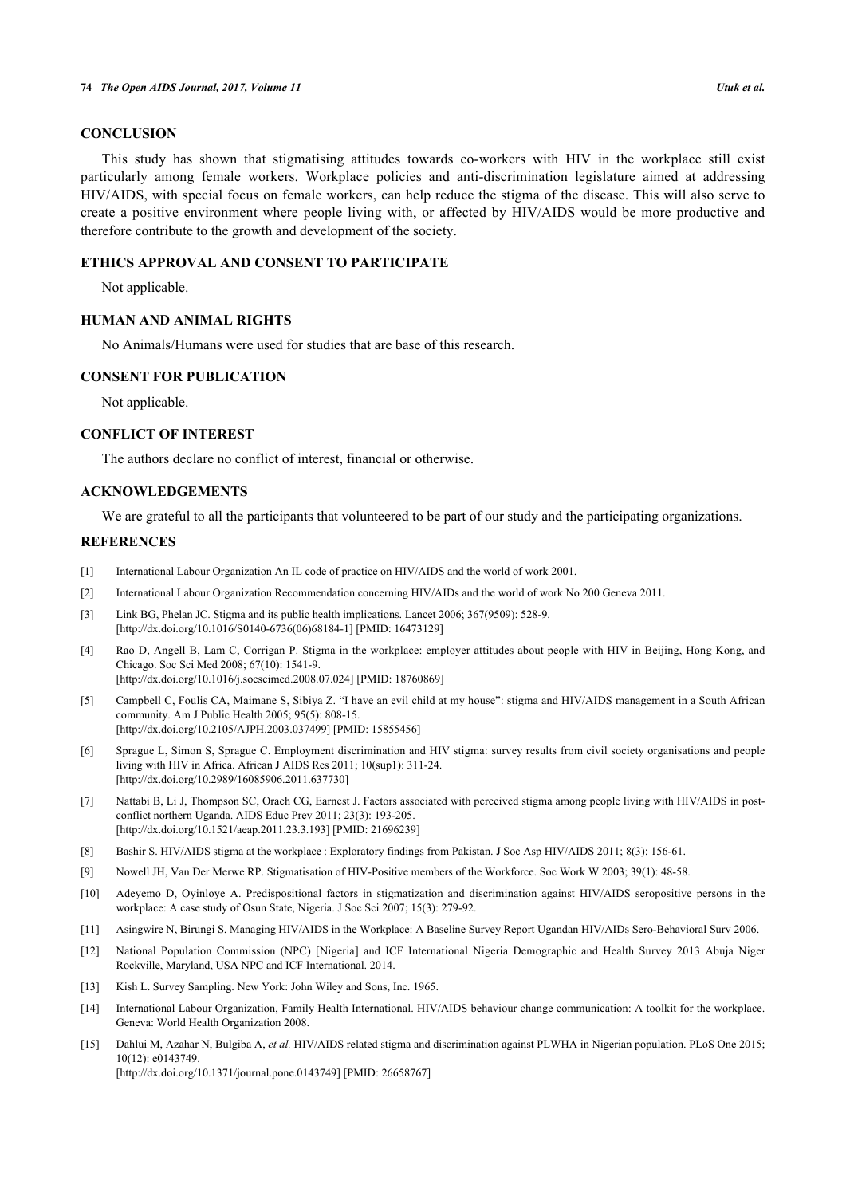## CONCLUSION

This study has shown that stigmatising attitudes towards co-workers with HIV in the workplace still exist particularly among female workers. Workplace policies and anti-discrimination legislature aimed at addressing HIV/AIDS, with special focus on female workers, can help reduce the stigma of the disease. This will also serve to create a positive environment where people living with, or affected by HIV/AIDS would be more productive and therefore contribute to the growth and development of the society.

## ETHICS APPROVAL AND CONSENT TO PARTICIPATE

Not applicable.

## HUMAN AND ANIMAL RIGHTS

No Animals/Humans were used for studies that are base of this research.

## CONSENT FOR PUBLICATION

Not applicable.

## CONFLICT OF INTEREST

The authors declare no conflict of interest, financial or otherwise.

## ACKNOWLEDGEMENTS

We are grateful to all the participants that volunteered to be part of our study and the participating organizations.

## REFERENCES

[1] International Labour Organization An IL code of practice on HIV/AIDS and the world of work 2001.

[2] International Labour Organization Recommendation concerning HIV/AIDs and the world of work No 200 Geneva 2011.

[3] Link BG, Phelan JC. Stigma and its public health implications. Lancet 2006; 367(9509): 528-9. [http://dx.doi.org/10.1016/S0140-6736(06)68184-1] [PMID: 16473129]

[4] Rao D, Angell B, Lam C, Corrigan P. Stigma in the workplace: employer attitudes about people with HIV in Beijing, Hong Kong, and Chicago. Soc Sci Med 2008; 67(10): 1541-9. [http://dx.doi.org/10.1016/j.socscimed.2008.07.024] [PMID: 18760869]

[5] Campbell C, Foulis CA, Maimane S, Sibiya Z. "I have an evil child at my house": stigma and HIV/AIDS management in a South African community. Am J Public Health 2005; 95(5): 808-15. [http://dx.doi.org/10.2105/AJPH.2003.037499] [PMID: 15855456]

[6] Sprague L, Simon S, Sprague C. Employment discrimination and HIV stigma: survey results from civil society organisations and people living with HIV in Africa. African J AIDS Res 2011; 10(sup1): 311-24. [http://dx.doi.org/10.2989/16085906.2011.637730]

[7] Nattabi B, Li J, Thompson SC, Orach CG, Earnest J. Factors associated with perceived stigma among people living with HIV/AIDS in post-conflict northern Uganda. AIDS Educ Prev 2011; 23(3): 193-205. [http://dx.doi.org/10.1521/aeap.2011.23.3.193] [PMID: 21696239]

[8] Bashir S. HIV/AIDS stigma at the workplace : Exploratory findings from Pakistan. J Soc Asp HIV/AIDS 2011; 8(3): 156-61.

[9] Nowell JH, Van Der Merwe RP. Stigmatisation of HIV-Positive members of the Workforce. Soc Work W 2003; 39(1): 48-58.

[10] Adeyemo D, Oyinloye A. Predispositional factors in stigmatization and discrimination against HIV/AIDS seropositive persons in the workplace: A case study of Osun State, Nigeria. J Soc Sci 2007; 15(3): 279-92.

[11] Asingwire N, Birungi S. Managing HIV/AIDS in the Workplace: A Baseline Survey Report Ugandan HIV/AIDs Sero-Behavioral Surv 2006.

[12] National Population Commission (NPC) [Nigeria] and ICF International Nigeria Demographic and Health Survey 2013 Abuja Niger Rockville, Maryland, USA NPC and ICF International. 2014.

[13] Kish L. Survey Sampling. New York: John Wiley and Sons, Inc. 1965.

[14] International Labour Organization, Family Health International. HIV/AIDS behaviour change communication: A toolkit for the workplace. Geneva: World Health Organization 2008.

[15] Dahlui M, Azahar N, Bulgiba A, *et al.* HIV/AIDS related stigma and discrimination against PLWHA in Nigerian population. PLoS One 2015; 10(12): e0143749. [http://dx.doi.org/10.1371/journal.pone.0143749] [PMID: 26658767]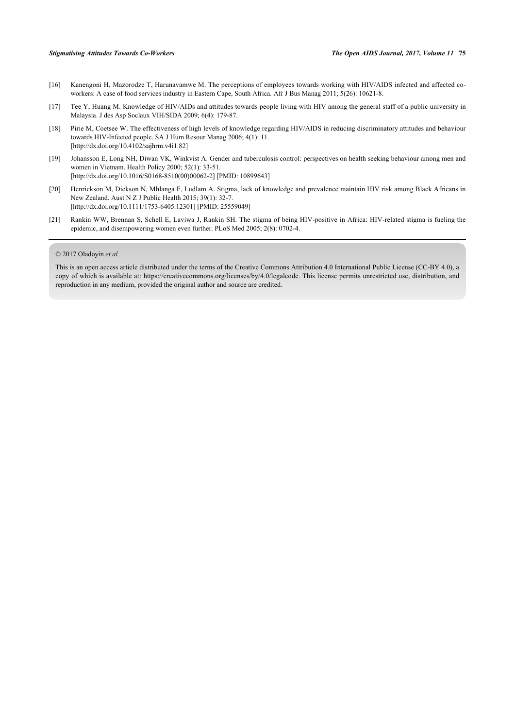[16] Kanengoni H, Mazorodze T, Harunavamwe M. The perceptions of employees towards working with HIV/AIDS infected and affected co-workers: A case of food services industry in Eastern Cape, South Africa. Afr J Bus Manag 2011; 5(26): 10621-8.

[17] Tee Y, Huang M. Knowledge of HIV/AIDs and attitudes towards people living with HIV among the general staff of a public university in Malaysia. J des Asp Soclaux VIH/SIDA 2009; 6(4): 179-87.

[18] Pirie M, Coetsee W. The effectiveness of high levels of knowledge regarding HIV/AIDS in reducing discriminatory attitudes and behaviour towards HIV-Infected people. SA J Hum Resour Manag 2006; 4(1): 11. [http://dx.doi.org/10.4102/sajhrm.v4i1.82]

[19] Johansson E, Long NH, Diwan VK, Winkvist A. Gender and tuberculosis control: perspectives on health seeking behaviour among men and women in Vietnam. Health Policy 2000; 52(1): 33-51. [http://dx.doi.org/10.1016/S0168-8510(00)00062-2] [PMID: 10899643]

[20] Henrickson M, Dickson N, Mhlanga F, Ludlam A. Stigma, lack of knowledge and prevalence maintain HIV risk among Black Africans in New Zealand. Aust N Z J Public Health 2015; 39(1): 32-7. [http://dx.doi.org/10.1111/1753-6405.12301] [PMID: 25559049]

[21] Rankin WW, Brennan S, Schell E, Laviwa J, Rankin SH. The stigma of being HIV-positive in Africa: HIV-related stigma is fueling the epidemic, and disempowering women even further. PLoS Med 2005; 2(8): 0702-4.

© 2017 Oladoyin *et al.*

This is an open access article distributed under the terms of the Creative Commons Attribution 4.0 International Public License (CC-BY 4.0), a copy of which is available at: https://creativecommons.org/licenses/by/4.0/legalcode. This license permits unrestricted use, distribution, and reproduction in any medium, provided the original author and source are credited.